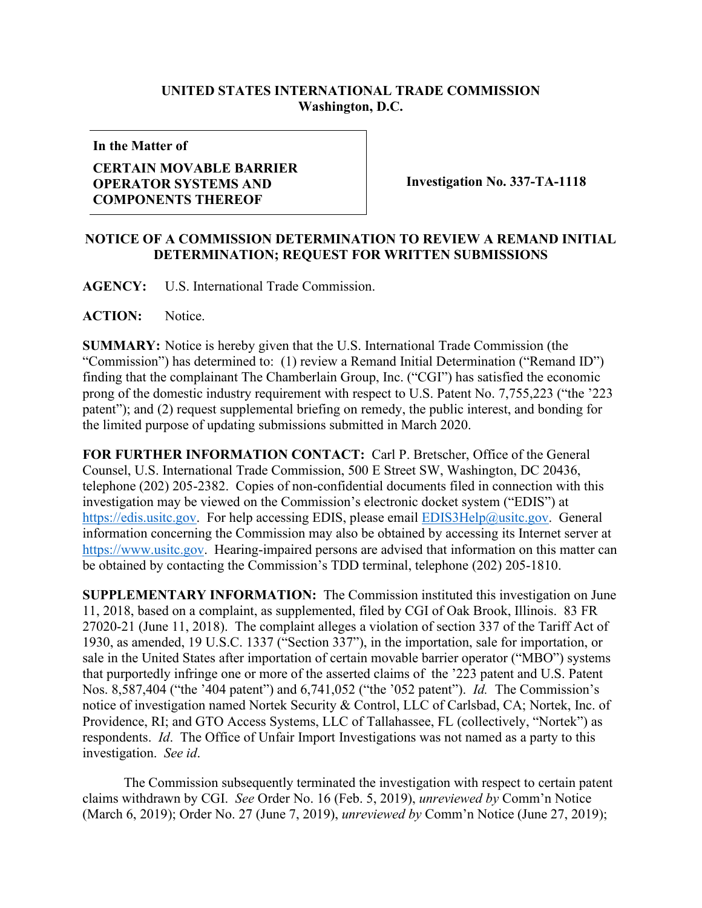**UNITED STATES INTERNATIONAL TRADE COMMISSION**
**Washington, D.C.**

| In the Matter of<br><br>**CERTAIN MOVABLE BARRIER OPERATOR SYSTEMS AND COMPONENTS THEREOF** | **Investigation No. 337-TA-1118** |
| --- | --- |

**NOTICE OF A COMMISSION DETERMINATION TO REVIEW A REMAND INITIAL DETERMINATION; REQUEST FOR WRITTEN SUBMISSIONS**

**AGENCY:** U.S. International Trade Commission.

**ACTION:** Notice.

**SUMMARY:** Notice is hereby given that the U.S. International Trade Commission (the "Commission") has determined to: (1) review a Remand Initial Determination ("Remand ID") finding that the complainant The Chamberlain Group, Inc. ("CGI") has satisfied the economic prong of the domestic industry requirement with respect to U.S. Patent No. 7,755,223 ("the '223 patent"); and (2) request supplemental briefing on remedy, the public interest, and bonding for the limited purpose of updating submissions submitted in March 2020.

**FOR FURTHER INFORMATION CONTACT:** Carl P. Bretscher, Office of the General Counsel, U.S. International Trade Commission, 500 E Street SW, Washington, DC 20436, telephone (202) 205-2382. Copies of non-confidential documents filed in connection with this investigation may be viewed on the Commission's electronic docket system ("EDIS") at https://edis.usitc.gov. For help accessing EDIS, please email EDIS3Help@usitc.gov. General information concerning the Commission may also be obtained by accessing its Internet server at https://www.usitc.gov. Hearing-impaired persons are advised that information on this matter can be obtained by contacting the Commission's TDD terminal, telephone (202) 205-1810.

**SUPPLEMENTARY INFORMATION:** The Commission instituted this investigation on June 11, 2018, based on a complaint, as supplemented, filed by CGI of Oak Brook, Illinois. 83 FR 27020-21 (June 11, 2018). The complaint alleges a violation of section 337 of the Tariff Act of 1930, as amended, 19 U.S.C. 1337 ("Section 337"), in the importation, sale for importation, or sale in the United States after importation of certain movable barrier operator ("MBO") systems that purportedly infringe one or more of the asserted claims of the '223 patent and U.S. Patent Nos. 8,587,404 ("the '404 patent") and 6,741,052 ("the '052 patent"). *Id.* The Commission's notice of investigation named Nortek Security & Control, LLC of Carlsbad, CA; Nortek, Inc. of Providence, RI; and GTO Access Systems, LLC of Tallahassee, FL (collectively, "Nortek") as respondents. *Id*. The Office of Unfair Import Investigations was not named as a party to this investigation. *See id*.

The Commission subsequently terminated the investigation with respect to certain patent claims withdrawn by CGI. *See* Order No. 16 (Feb. 5, 2019), *unreviewed by* Comm'n Notice (March 6, 2019); Order No. 27 (June 7, 2019), *unreviewed by* Comm'n Notice (June 27, 2019);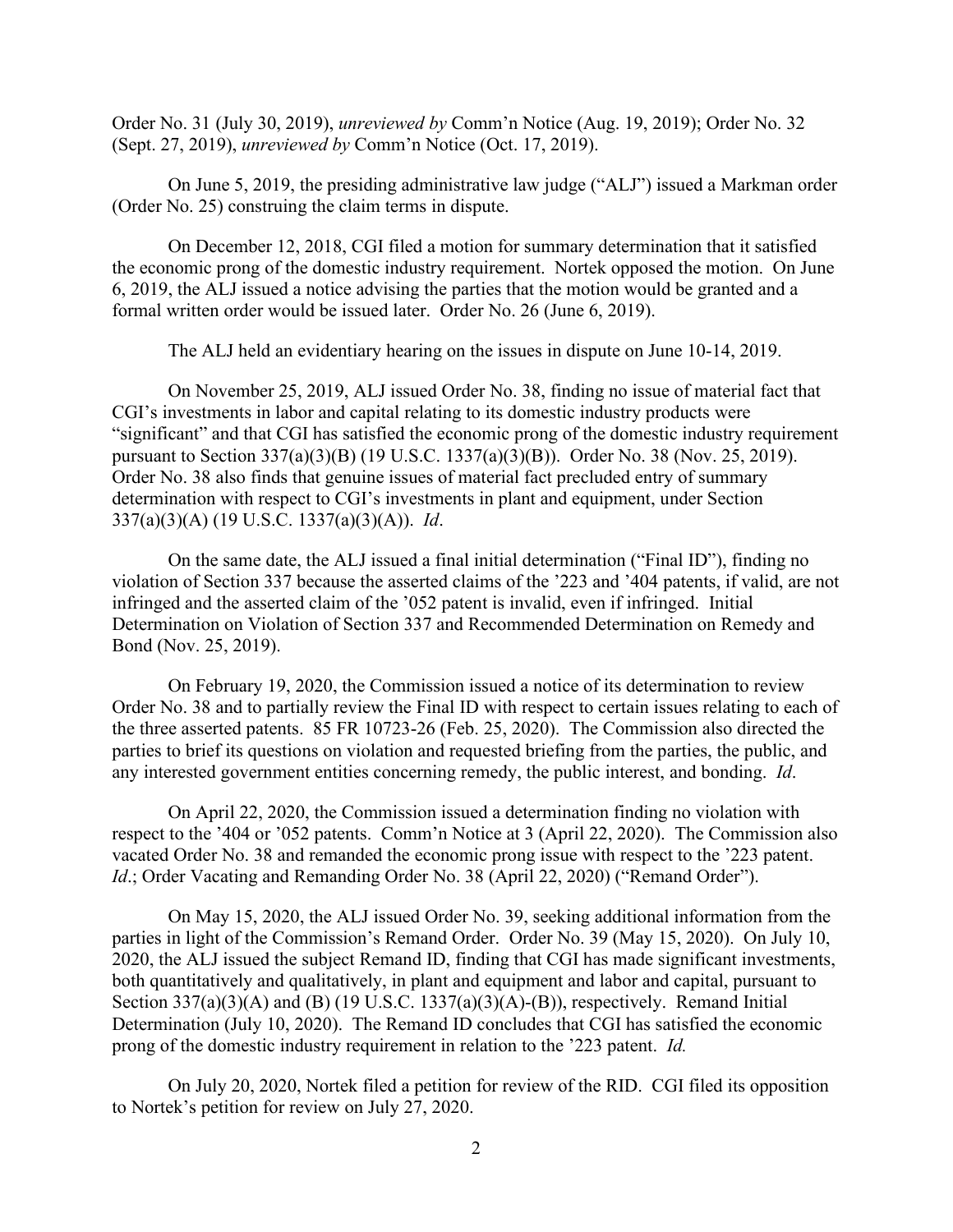Order No. 31 (July 30, 2019), *unreviewed by* Comm'n Notice (Aug. 19, 2019); Order No. 32 (Sept. 27, 2019), *unreviewed by* Comm'n Notice (Oct. 17, 2019).

On June 5, 2019, the presiding administrative law judge ("ALJ") issued a Markman order (Order No. 25) construing the claim terms in dispute.

On December 12, 2018, CGI filed a motion for summary determination that it satisfied the economic prong of the domestic industry requirement. Nortek opposed the motion. On June 6, 2019, the ALJ issued a notice advising the parties that the motion would be granted and a formal written order would be issued later. Order No. 26 (June 6, 2019).

The ALJ held an evidentiary hearing on the issues in dispute on June 10-14, 2019.

On November 25, 2019, ALJ issued Order No. 38, finding no issue of material fact that CGI's investments in labor and capital relating to its domestic industry products were "significant" and that CGI has satisfied the economic prong of the domestic industry requirement pursuant to Section 337(a)(3)(B) (19 U.S.C. 1337(a)(3)(B)). Order No. 38 (Nov. 25, 2019). Order No. 38 also finds that genuine issues of material fact precluded entry of summary determination with respect to CGI's investments in plant and equipment, under Section 337(a)(3)(A) (19 U.S.C. 1337(a)(3)(A)). *Id*.

On the same date, the ALJ issued a final initial determination ("Final ID"), finding no violation of Section 337 because the asserted claims of the '223 and '404 patents, if valid, are not infringed and the asserted claim of the '052 patent is invalid, even if infringed. Initial Determination on Violation of Section 337 and Recommended Determination on Remedy and Bond (Nov. 25, 2019).

On February 19, 2020, the Commission issued a notice of its determination to review Order No. 38 and to partially review the Final ID with respect to certain issues relating to each of the three asserted patents. 85 FR 10723-26 (Feb. 25, 2020). The Commission also directed the parties to brief its questions on violation and requested briefing from the parties, the public, and any interested government entities concerning remedy, the public interest, and bonding. *Id*.

On April 22, 2020, the Commission issued a determination finding no violation with respect to the '404 or '052 patents. Comm'n Notice at 3 (April 22, 2020). The Commission also vacated Order No. 38 and remanded the economic prong issue with respect to the '223 patent. *Id*.; Order Vacating and Remanding Order No. 38 (April 22, 2020) ("Remand Order").

On May 15, 2020, the ALJ issued Order No. 39, seeking additional information from the parties in light of the Commission's Remand Order. Order No. 39 (May 15, 2020). On July 10, 2020, the ALJ issued the subject Remand ID, finding that CGI has made significant investments, both quantitatively and qualitatively, in plant and equipment and labor and capital, pursuant to Section 337(a)(3)(A) and (B) (19 U.S.C. 1337(a)(3)(A)-(B)), respectively. Remand Initial Determination (July 10, 2020). The Remand ID concludes that CGI has satisfied the economic prong of the domestic industry requirement in relation to the '223 patent. *Id.*

On July 20, 2020, Nortek filed a petition for review of the RID. CGI filed its opposition to Nortek's petition for review on July 27, 2020.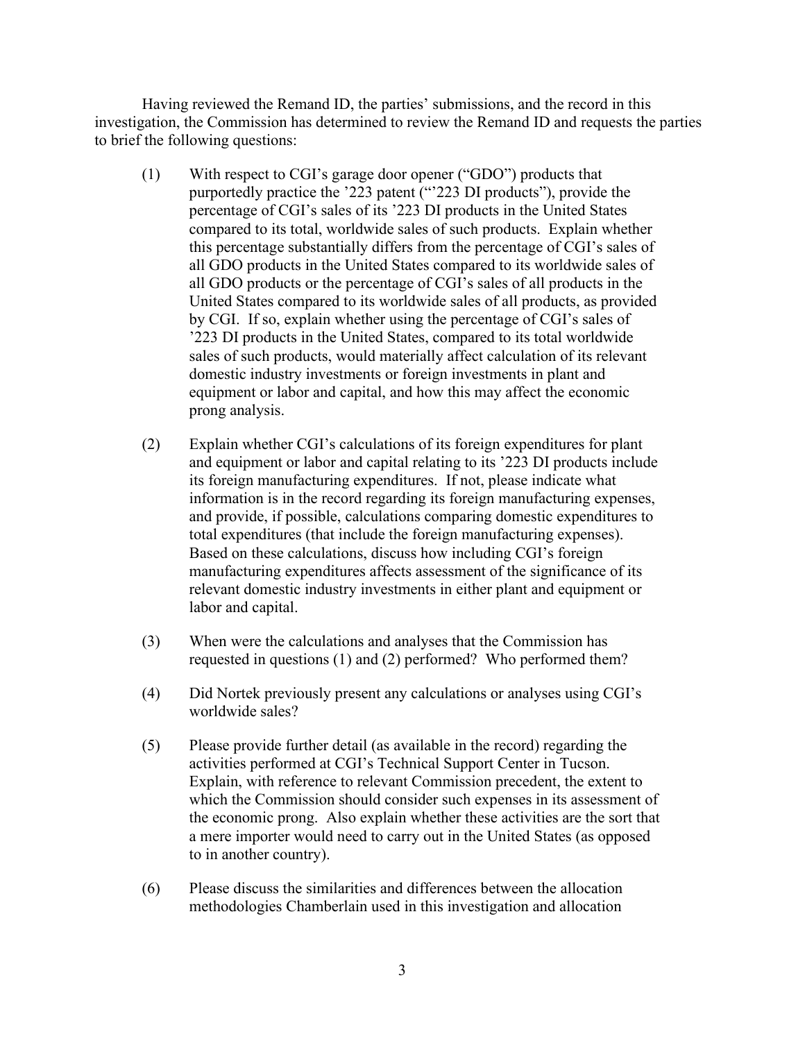Having reviewed the Remand ID, the parties' submissions, and the record in this investigation, the Commission has determined to review the Remand ID and requests the parties to brief the following questions:

(1) With respect to CGI's garage door opener ("GDO") products that purportedly practice the '223 patent ("'223 DI products"), provide the percentage of CGI's sales of its '223 DI products in the United States compared to its total, worldwide sales of such products. Explain whether this percentage substantially differs from the percentage of CGI's sales of all GDO products in the United States compared to its worldwide sales of all GDO products or the percentage of CGI's sales of all products in the United States compared to its worldwide sales of all products, as provided by CGI. If so, explain whether using the percentage of CGI's sales of '223 DI products in the United States, compared to its total worldwide sales of such products, would materially affect calculation of its relevant domestic industry investments or foreign investments in plant and equipment or labor and capital, and how this may affect the economic prong analysis.

(2) Explain whether CGI's calculations of its foreign expenditures for plant and equipment or labor and capital relating to its '223 DI products include its foreign manufacturing expenditures. If not, please indicate what information is in the record regarding its foreign manufacturing expenses, and provide, if possible, calculations comparing domestic expenditures to total expenditures (that include the foreign manufacturing expenses). Based on these calculations, discuss how including CGI's foreign manufacturing expenditures affects assessment of the significance of its relevant domestic industry investments in either plant and equipment or labor and capital.

(3) When were the calculations and analyses that the Commission has requested in questions (1) and (2) performed? Who performed them?

(4) Did Nortek previously present any calculations or analyses using CGI's worldwide sales?

(5) Please provide further detail (as available in the record) regarding the activities performed at CGI's Technical Support Center in Tucson. Explain, with reference to relevant Commission precedent, the extent to which the Commission should consider such expenses in its assessment of the economic prong. Also explain whether these activities are the sort that a mere importer would need to carry out in the United States (as opposed to in another country).

(6) Please discuss the similarities and differences between the allocation methodologies Chamberlain used in this investigation and allocation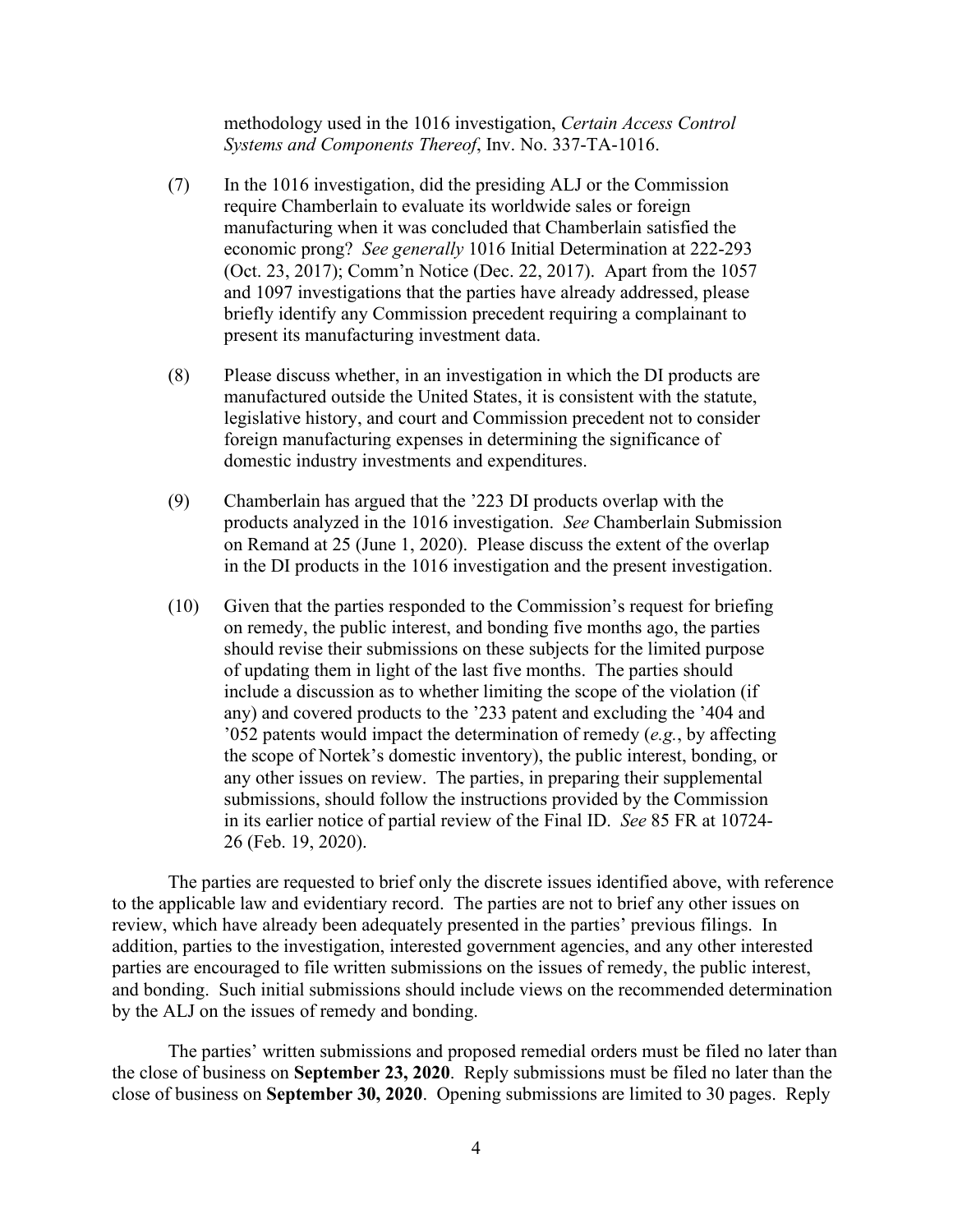methodology used in the 1016 investigation, *Certain Access Control Systems and Components Thereof*, Inv. No. 337-TA-1016.

(7) In the 1016 investigation, did the presiding ALJ or the Commission require Chamberlain to evaluate its worldwide sales or foreign manufacturing when it was concluded that Chamberlain satisfied the economic prong? *See generally* 1016 Initial Determination at 222-293 (Oct. 23, 2017); Comm'n Notice (Dec. 22, 2017). Apart from the 1057 and 1097 investigations that the parties have already addressed, please briefly identify any Commission precedent requiring a complainant to present its manufacturing investment data.

(8) Please discuss whether, in an investigation in which the DI products are manufactured outside the United States, it is consistent with the statute, legislative history, and court and Commission precedent not to consider foreign manufacturing expenses in determining the significance of domestic industry investments and expenditures.

(9) Chamberlain has argued that the '223 DI products overlap with the products analyzed in the 1016 investigation. *See* Chamberlain Submission on Remand at 25 (June 1, 2020). Please discuss the extent of the overlap in the DI products in the 1016 investigation and the present investigation.

(10) Given that the parties responded to the Commission's request for briefing on remedy, the public interest, and bonding five months ago, the parties should revise their submissions on these subjects for the limited purpose of updating them in light of the last five months. The parties should include a discussion as to whether limiting the scope of the violation (if any) and covered products to the '233 patent and excluding the '404 and '052 patents would impact the determination of remedy (*e.g.*, by affecting the scope of Nortek's domestic inventory), the public interest, bonding, or any other issues on review. The parties, in preparing their supplemental submissions, should follow the instructions provided by the Commission in its earlier notice of partial review of the Final ID. *See* 85 FR at 10724-26 (Feb. 19, 2020).

The parties are requested to brief only the discrete issues identified above, with reference to the applicable law and evidentiary record. The parties are not to brief any other issues on review, which have already been adequately presented in the parties' previous filings. In addition, parties to the investigation, interested government agencies, and any other interested parties are encouraged to file written submissions on the issues of remedy, the public interest, and bonding. Such initial submissions should include views on the recommended determination by the ALJ on the issues of remedy and bonding.

The parties' written submissions and proposed remedial orders must be filed no later than the close of business on **September 23, 2020**. Reply submissions must be filed no later than the close of business on **September 30, 2020**. Opening submissions are limited to 30 pages. Reply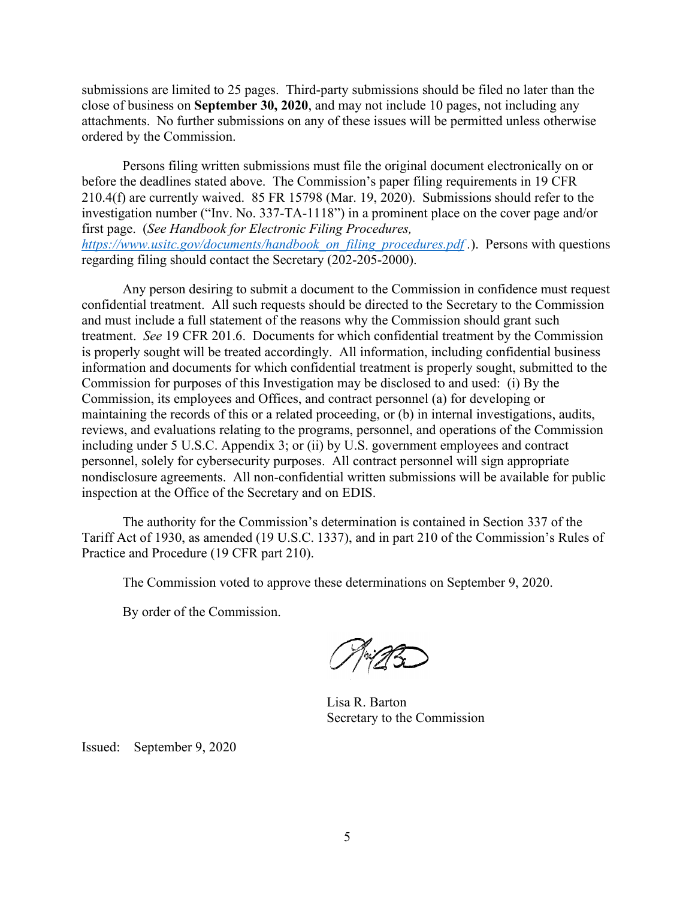submissions are limited to 25 pages. Third-party submissions should be filed no later than the close of business on **September 30, 2020**, and may not include 10 pages, not including any attachments. No further submissions on any of these issues will be permitted unless otherwise ordered by the Commission.

Persons filing written submissions must file the original document electronically on or before the deadlines stated above. The Commission's paper filing requirements in 19 CFR 210.4(f) are currently waived. 85 FR 15798 (Mar. 19, 2020). Submissions should refer to the investigation number ("Inv. No. 337-TA-1118") in a prominent place on the cover page and/or first page. (*See Handbook for Electronic Filing Procedures, https://www.usitc.gov/documents/handbook_on_filing_procedures.pdf*.). Persons with questions regarding filing should contact the Secretary (202-205-2000).

Any person desiring to submit a document to the Commission in confidence must request confidential treatment. All such requests should be directed to the Secretary to the Commission and must include a full statement of the reasons why the Commission should grant such treatment. *See* 19 CFR 201.6. Documents for which confidential treatment by the Commission is properly sought will be treated accordingly. All information, including confidential business information and documents for which confidential treatment is properly sought, submitted to the Commission for purposes of this Investigation may be disclosed to and used: (i) By the Commission, its employees and Offices, and contract personnel (a) for developing or maintaining the records of this or a related proceeding, or (b) in internal investigations, audits, reviews, and evaluations relating to the programs, personnel, and operations of the Commission including under 5 U.S.C. Appendix 3; or (ii) by U.S. government employees and contract personnel, solely for cybersecurity purposes. All contract personnel will sign appropriate nondisclosure agreements. All non-confidential written submissions will be available for public inspection at the Office of the Secretary and on EDIS.

The authority for the Commission's determination is contained in Section 337 of the Tariff Act of 1930, as amended (19 U.S.C. 1337), and in part 210 of the Commission's Rules of Practice and Procedure (19 CFR part 210).

The Commission voted to approve these determinations on September 9, 2020.

By order of the Commission.

Lisa R. Barton
Secretary to the Commission

Issued: September 9, 2020